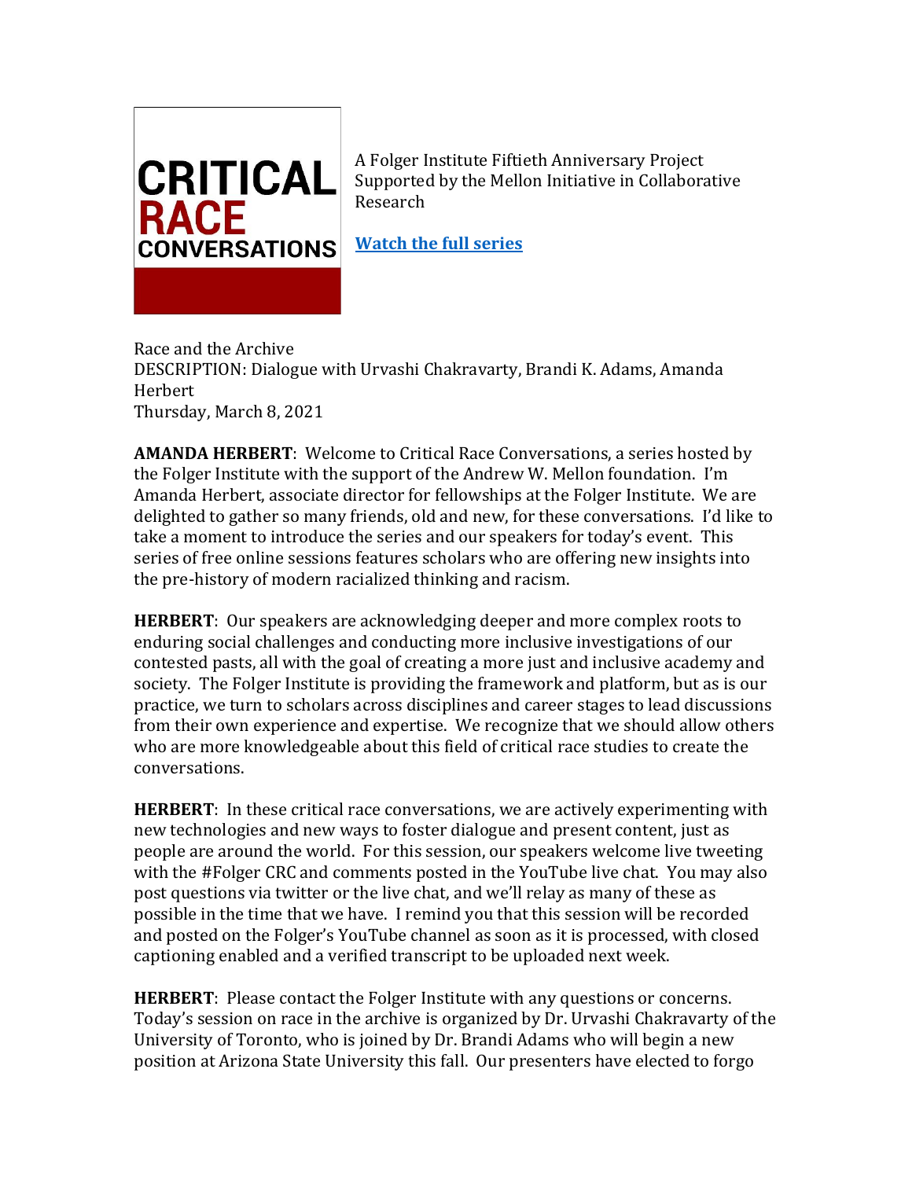**CRITICAL RACE CONVERSATIONS**

A Folger Institute Fiftieth Anniversary Project
Supported by the Mellon Initiative in Collaborative Research

[Watch the full series]

Race and the Archive
DESCRIPTION: Dialogue with Urvashi Chakravarty, Brandi K. Adams, Amanda Herbert
Thursday, March 8, 2021

**AMANDA HERBERT**: Welcome to Critical Race Conversations, a series hosted by the Folger Institute with the support of the Andrew W. Mellon foundation. I'm Amanda Herbert, associate director for fellowships at the Folger Institute. We are delighted to gather so many friends, old and new, for these conversations. I'd like to take a moment to introduce the series and our speakers for today's event. This series of free online sessions features scholars who are offering new insights into the pre-history of modern racialized thinking and racism.

**HERBERT**: Our speakers are acknowledging deeper and more complex roots to enduring social challenges and conducting more inclusive investigations of our contested pasts, all with the goal of creating a more just and inclusive academy and society. The Folger Institute is providing the framework and platform, but as is our practice, we turn to scholars across disciplines and career stages to lead discussions from their own experience and expertise. We recognize that we should allow others who are more knowledgeable about this field of critical race studies to create the conversations.

**HERBERT**: In these critical race conversations, we are actively experimenting with new technologies and new ways to foster dialogue and present content, just as people are around the world. For this session, our speakers welcome live tweeting with the #Folger CRC and comments posted in the YouTube live chat. You may also post questions via twitter or the live chat, and we'll relay as many of these as possible in the time that we have. I remind you that this session will be recorded and posted on the Folger's YouTube channel as soon as it is processed, with closed captioning enabled and a verified transcript to be uploaded next week.

**HERBERT**: Please contact the Folger Institute with any questions or concerns. Today's session on race in the archive is organized by Dr. Urvashi Chakravarty of the University of Toronto, who is joined by Dr. Brandi Adams who will begin a new position at Arizona State University this fall. Our presenters have elected to forgo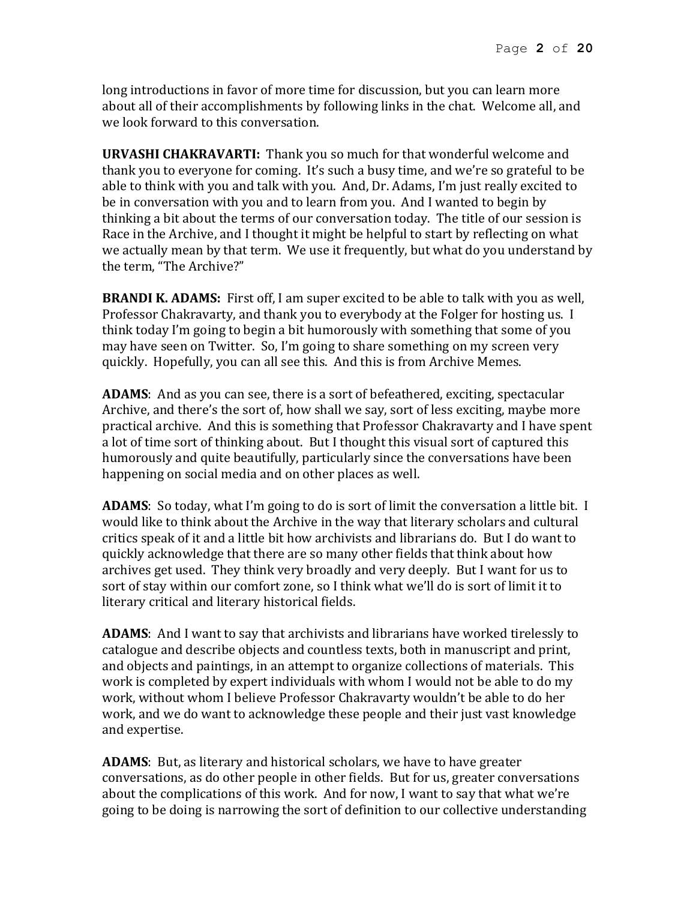long introductions in favor of more time for discussion, but you can learn more about all of their accomplishments by following links in the chat. Welcome all, and we look forward to this conversation.

**URVASHI CHAKRAVARTI:** Thank you so much for that wonderful welcome and thank you to everyone for coming. It's such a busy time, and we're so grateful to be able to think with you and talk with you. And, Dr. Adams, I'm just really excited to be in conversation with you and to learn from you. And I wanted to begin by thinking a bit about the terms of our conversation today. The title of our session is Race in the Archive, and I thought it might be helpful to start by reflecting on what we actually mean by that term. We use it frequently, but what do you understand by the term, "The Archive?"

**BRANDI K. ADAMS:** First off, I am super excited to be able to talk with you as well, Professor Chakravarty, and thank you to everybody at the Folger for hosting us. I think today I'm going to begin a bit humorously with something that some of you may have seen on Twitter. So, I'm going to share something on my screen very quickly. Hopefully, you can all see this. And this is from Archive Memes.

**ADAMS**: And as you can see, there is a sort of befeathered, exciting, spectacular Archive, and there's the sort of, how shall we say, sort of less exciting, maybe more practical archive. And this is something that Professor Chakravarty and I have spent a lot of time sort of thinking about. But I thought this visual sort of captured this humorously and quite beautifully, particularly since the conversations have been happening on social media and on other places as well.

**ADAMS**: So today, what I'm going to do is sort of limit the conversation a little bit. I would like to think about the Archive in the way that literary scholars and cultural critics speak of it and a little bit how archivists and librarians do. But I do want to quickly acknowledge that there are so many other fields that think about how archives get used. They think very broadly and very deeply. But I want for us to sort of stay within our comfort zone, so I think what we'll do is sort of limit it to literary critical and literary historical fields.

**ADAMS**: And I want to say that archivists and librarians have worked tirelessly to catalogue and describe objects and countless texts, both in manuscript and print, and objects and paintings, in an attempt to organize collections of materials. This work is completed by expert individuals with whom I would not be able to do my work, without whom I believe Professor Chakravarty wouldn't be able to do her work, and we do want to acknowledge these people and their just vast knowledge and expertise.

**ADAMS**: But, as literary and historical scholars, we have to have greater conversations, as do other people in other fields. But for us, greater conversations about the complications of this work. And for now, I want to say that what we're going to be doing is narrowing the sort of definition to our collective understanding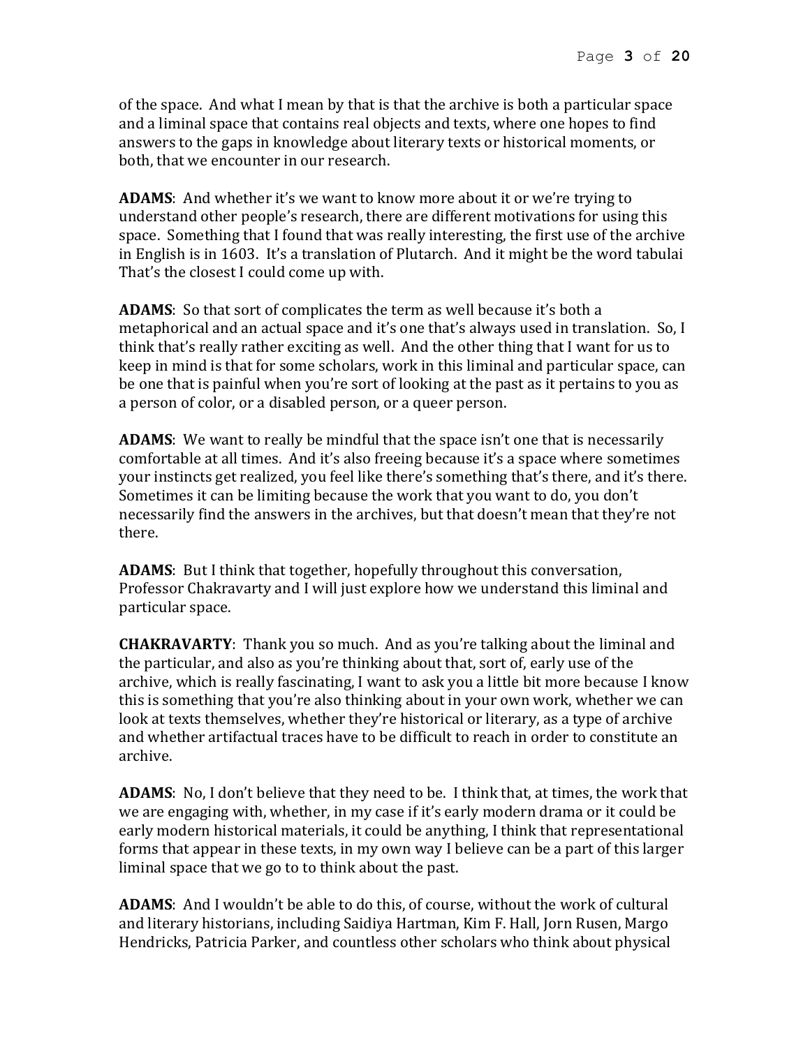of the space. And what I mean by that is that the archive is both a particular space and a liminal space that contains real objects and texts, where one hopes to find answers to the gaps in knowledge about literary texts or historical moments, or both, that we encounter in our research.

**ADAMS**: And whether it's we want to know more about it or we're trying to understand other people's research, there are different motivations for using this space. Something that I found that was really interesting, the first use of the archive in English is in 1603. It's a translation of Plutarch. And it might be the word tabulai That's the closest I could come up with.

**ADAMS**: So that sort of complicates the term as well because it's both a metaphorical and an actual space and it's one that's always used in translation. So, I think that's really rather exciting as well. And the other thing that I want for us to keep in mind is that for some scholars, work in this liminal and particular space, can be one that is painful when you're sort of looking at the past as it pertains to you as a person of color, or a disabled person, or a queer person.

**ADAMS**: We want to really be mindful that the space isn't one that is necessarily comfortable at all times. And it's also freeing because it's a space where sometimes your instincts get realized, you feel like there's something that's there, and it's there. Sometimes it can be limiting because the work that you want to do, you don't necessarily find the answers in the archives, but that doesn't mean that they're not there.

**ADAMS**: But I think that together, hopefully throughout this conversation, Professor Chakravarty and I will just explore how we understand this liminal and particular space.

**CHAKRAVARTY**: Thank you so much. And as you're talking about the liminal and the particular, and also as you're thinking about that, sort of, early use of the archive, which is really fascinating, I want to ask you a little bit more because I know this is something that you're also thinking about in your own work, whether we can look at texts themselves, whether they're historical or literary, as a type of archive and whether artifactual traces have to be difficult to reach in order to constitute an archive.

**ADAMS**: No, I don't believe that they need to be. I think that, at times, the work that we are engaging with, whether, in my case if it's early modern drama or it could be early modern historical materials, it could be anything, I think that representational forms that appear in these texts, in my own way I believe can be a part of this larger liminal space that we go to to think about the past.

**ADAMS**: And I wouldn't be able to do this, of course, without the work of cultural and literary historians, including Saidiya Hartman, Kim F. Hall, Jorn Rusen, Margo Hendricks, Patricia Parker, and countless other scholars who think about physical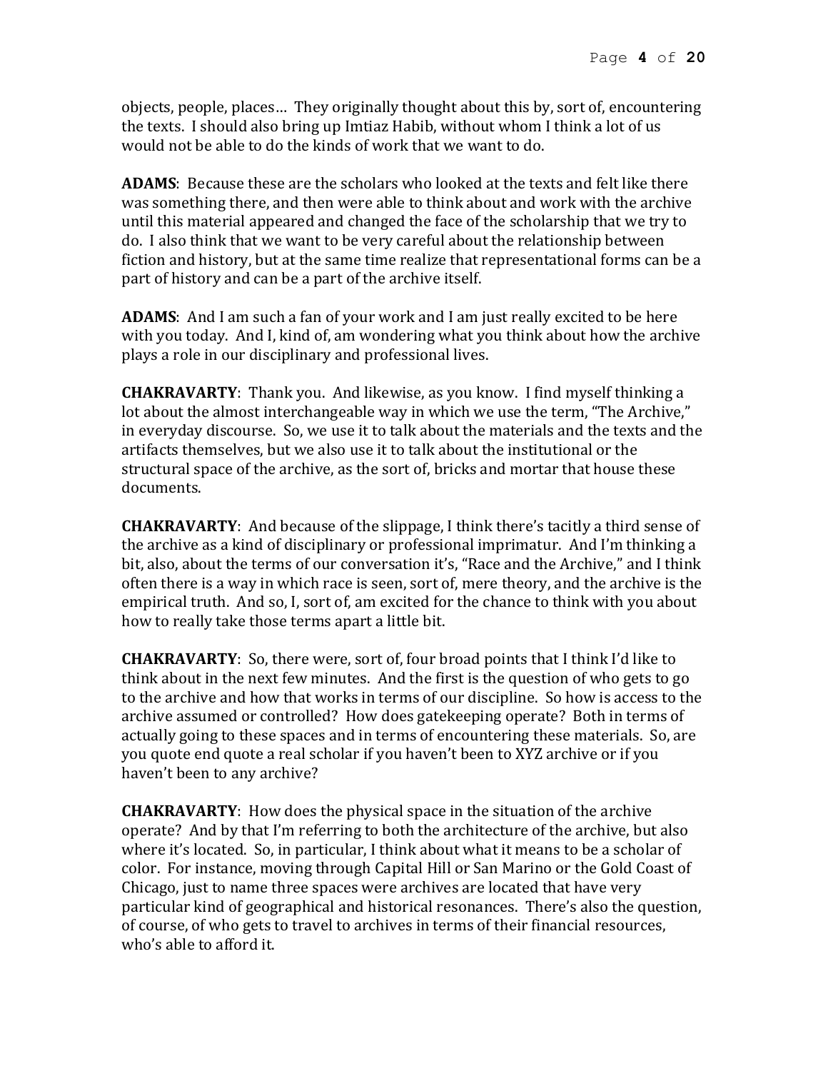objects, people, places… They originally thought about this by, sort of, encountering the texts. I should also bring up Imtiaz Habib, without whom I think a lot of us would not be able to do the kinds of work that we want to do.

**ADAMS**: Because these are the scholars who looked at the texts and felt like there was something there, and then were able to think about and work with the archive until this material appeared and changed the face of the scholarship that we try to do. I also think that we want to be very careful about the relationship between fiction and history, but at the same time realize that representational forms can be a part of history and can be a part of the archive itself.

**ADAMS**: And I am such a fan of your work and I am just really excited to be here with you today. And I, kind of, am wondering what you think about how the archive plays a role in our disciplinary and professional lives.

**CHAKRAVARTY**: Thank you. And likewise, as you know. I find myself thinking a lot about the almost interchangeable way in which we use the term, "The Archive," in everyday discourse. So, we use it to talk about the materials and the texts and the artifacts themselves, but we also use it to talk about the institutional or the structural space of the archive, as the sort of, bricks and mortar that house these documents.

**CHAKRAVARTY**: And because of the slippage, I think there's tacitly a third sense of the archive as a kind of disciplinary or professional imprimatur. And I'm thinking a bit, also, about the terms of our conversation it's, "Race and the Archive," and I think often there is a way in which race is seen, sort of, mere theory, and the archive is the empirical truth. And so, I, sort of, am excited for the chance to think with you about how to really take those terms apart a little bit.

**CHAKRAVARTY**: So, there were, sort of, four broad points that I think I'd like to think about in the next few minutes. And the first is the question of who gets to go to the archive and how that works in terms of our discipline. So how is access to the archive assumed or controlled? How does gatekeeping operate? Both in terms of actually going to these spaces and in terms of encountering these materials. So, are you quote end quote a real scholar if you haven't been to XYZ archive or if you haven't been to any archive?

**CHAKRAVARTY**: How does the physical space in the situation of the archive operate? And by that I'm referring to both the architecture of the archive, but also where it's located. So, in particular, I think about what it means to be a scholar of color. For instance, moving through Capital Hill or San Marino or the Gold Coast of Chicago, just to name three spaces were archives are located that have very particular kind of geographical and historical resonances. There's also the question, of course, of who gets to travel to archives in terms of their financial resources, who's able to afford it.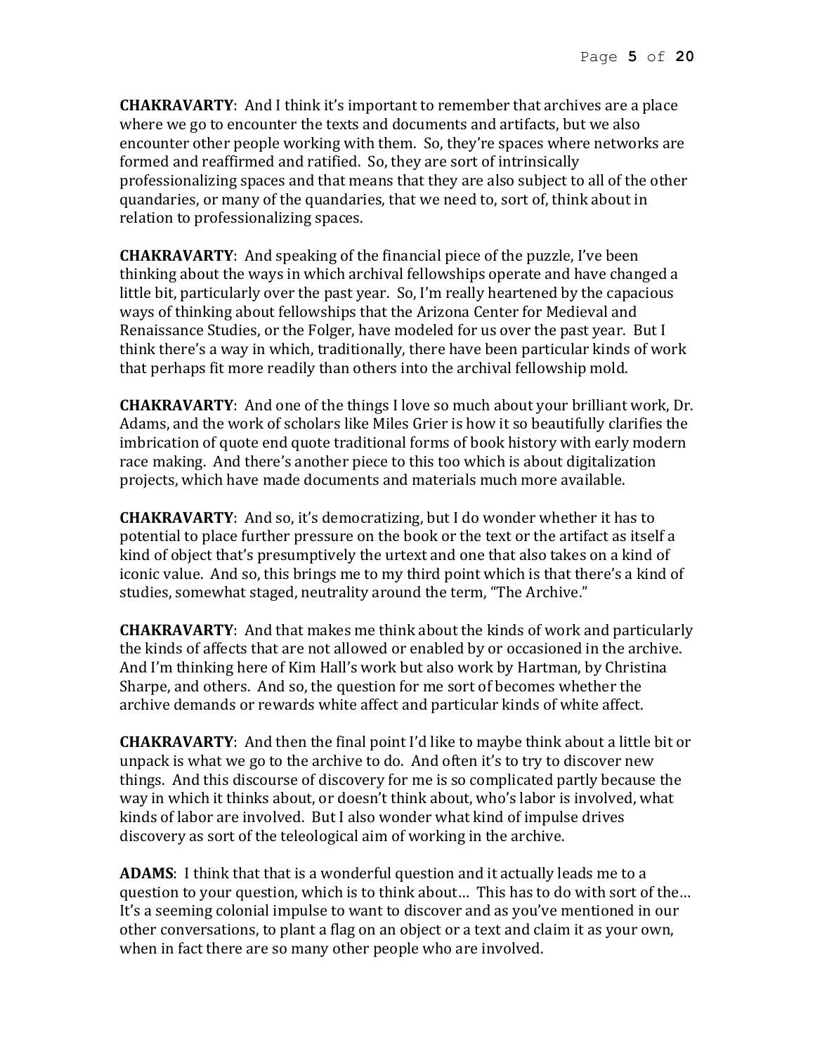**CHAKRAVARTY**: And I think it's important to remember that archives are a place where we go to encounter the texts and documents and artifacts, but we also encounter other people working with them. So, they're spaces where networks are formed and reaffirmed and ratified. So, they are sort of intrinsically professionalizing spaces and that means that they are also subject to all of the other quandaries, or many of the quandaries, that we need to, sort of, think about in relation to professionalizing spaces.

**CHAKRAVARTY**: And speaking of the financial piece of the puzzle, I've been thinking about the ways in which archival fellowships operate and have changed a little bit, particularly over the past year. So, I'm really heartened by the capacious ways of thinking about fellowships that the Arizona Center for Medieval and Renaissance Studies, or the Folger, have modeled for us over the past year. But I think there's a way in which, traditionally, there have been particular kinds of work that perhaps fit more readily than others into the archival fellowship mold.

**CHAKRAVARTY**: And one of the things I love so much about your brilliant work, Dr. Adams, and the work of scholars like Miles Grier is how it so beautifully clarifies the imbrication of quote end quote traditional forms of book history with early modern race making. And there's another piece to this too which is about digitalization projects, which have made documents and materials much more available.

**CHAKRAVARTY**: And so, it's democratizing, but I do wonder whether it has to potential to place further pressure on the book or the text or the artifact as itself a kind of object that's presumptively the urtext and one that also takes on a kind of iconic value. And so, this brings me to my third point which is that there's a kind of studies, somewhat staged, neutrality around the term, "The Archive."

**CHAKRAVARTY**: And that makes me think about the kinds of work and particularly the kinds of affects that are not allowed or enabled by or occasioned in the archive. And I'm thinking here of Kim Hall's work but also work by Hartman, by Christina Sharpe, and others. And so, the question for me sort of becomes whether the archive demands or rewards white affect and particular kinds of white affect.

**CHAKRAVARTY**: And then the final point I'd like to maybe think about a little bit or unpack is what we go to the archive to do. And often it's to try to discover new things. And this discourse of discovery for me is so complicated partly because the way in which it thinks about, or doesn't think about, who's labor is involved, what kinds of labor are involved. But I also wonder what kind of impulse drives discovery as sort of the teleological aim of working in the archive.

**ADAMS**: I think that that is a wonderful question and it actually leads me to a question to your question, which is to think about… This has to do with sort of the… It's a seeming colonial impulse to want to discover and as you've mentioned in our other conversations, to plant a flag on an object or a text and claim it as your own, when in fact there are so many other people who are involved.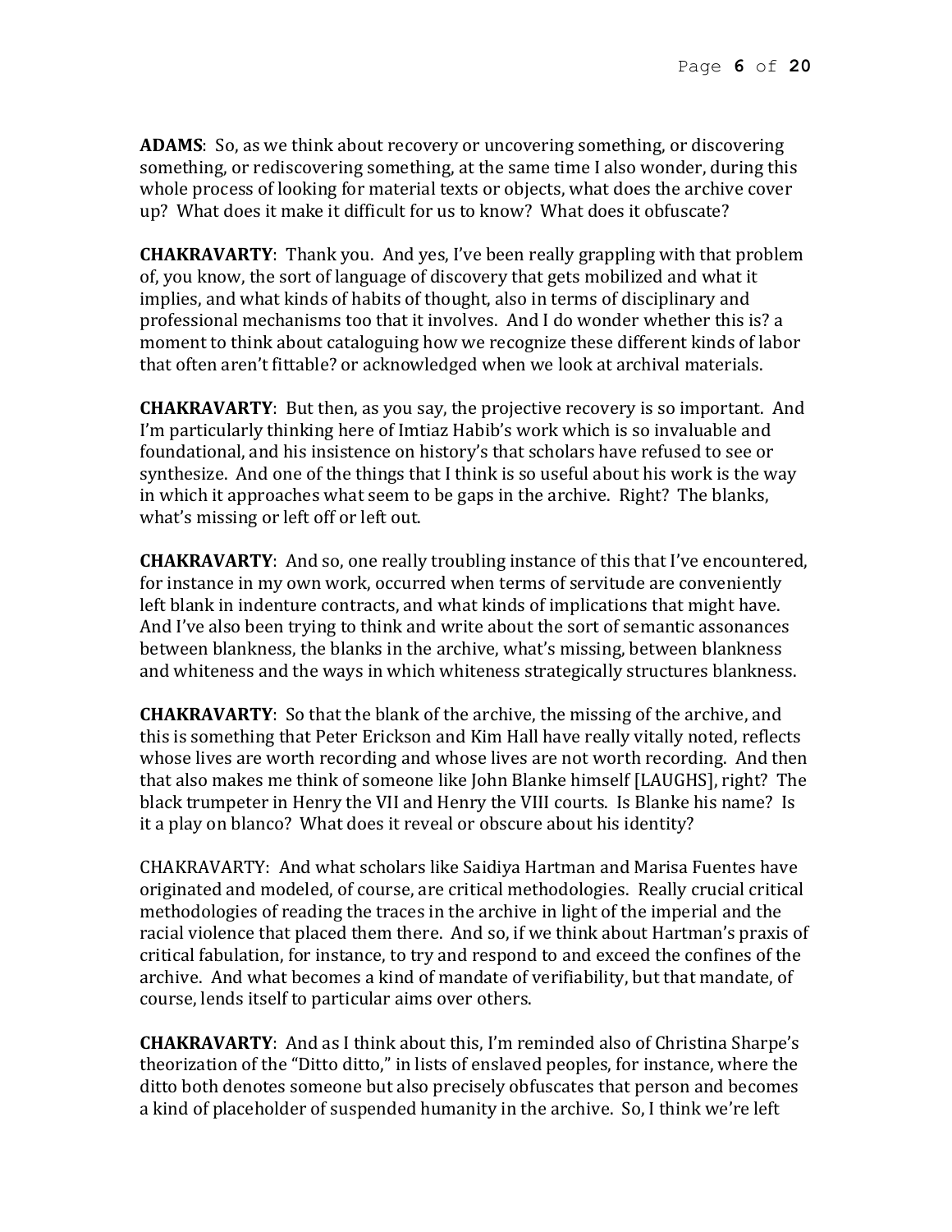**ADAMS**: So, as we think about recovery or uncovering something, or discovering something, or rediscovering something, at the same time I also wonder, during this whole process of looking for material texts or objects, what does the archive cover up? What does it make it difficult for us to know? What does it obfuscate?

**CHAKRAVARTY**: Thank you. And yes, I've been really grappling with that problem of, you know, the sort of language of discovery that gets mobilized and what it implies, and what kinds of habits of thought, also in terms of disciplinary and professional mechanisms too that it involves. And I do wonder whether this is? a moment to think about cataloguing how we recognize these different kinds of labor that often aren't fittable? or acknowledged when we look at archival materials.

**CHAKRAVARTY**: But then, as you say, the projective recovery is so important. And I'm particularly thinking here of Imtiaz Habib's work which is so invaluable and foundational, and his insistence on history's that scholars have refused to see or synthesize. And one of the things that I think is so useful about his work is the way in which it approaches what seem to be gaps in the archive. Right? The blanks, what's missing or left off or left out.

**CHAKRAVARTY**: And so, one really troubling instance of this that I've encountered, for instance in my own work, occurred when terms of servitude are conveniently left blank in indenture contracts, and what kinds of implications that might have. And I've also been trying to think and write about the sort of semantic assonances between blankness, the blanks in the archive, what's missing, between blankness and whiteness and the ways in which whiteness strategically structures blankness.

**CHAKRAVARTY**: So that the blank of the archive, the missing of the archive, and this is something that Peter Erickson and Kim Hall have really vitally noted, reflects whose lives are worth recording and whose lives are not worth recording. And then that also makes me think of someone like John Blanke himself [LAUGHS], right? The black trumpeter in Henry the VII and Henry the VIII courts. Is Blanke his name? Is it a play on blanco? What does it reveal or obscure about his identity?

CHAKRAVARTY: And what scholars like Saidiya Hartman and Marisa Fuentes have originated and modeled, of course, are critical methodologies. Really crucial critical methodologies of reading the traces in the archive in light of the imperial and the racial violence that placed them there. And so, if we think about Hartman's praxis of critical fabulation, for instance, to try and respond to and exceed the confines of the archive. And what becomes a kind of mandate of verifiability, but that mandate, of course, lends itself to particular aims over others.

**CHAKRAVARTY**: And as I think about this, I'm reminded also of Christina Sharpe's theorization of the "Ditto ditto," in lists of enslaved peoples, for instance, where the ditto both denotes someone but also precisely obfuscates that person and becomes a kind of placeholder of suspended humanity in the archive. So, I think we're left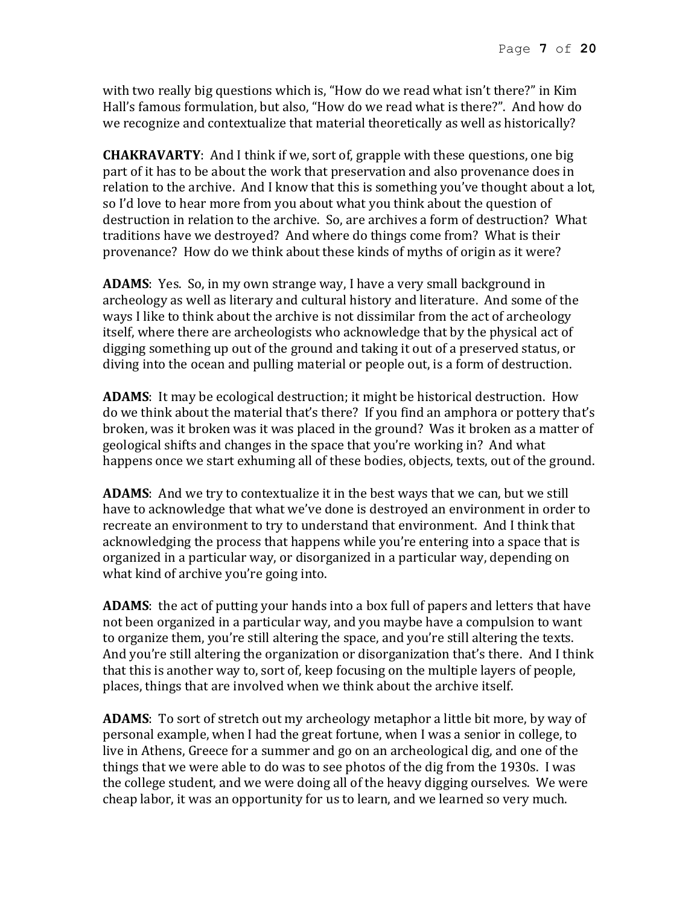with two really big questions which is, "How do we read what isn't there?" in Kim Hall's famous formulation, but also, "How do we read what is there?". And how do we recognize and contextualize that material theoretically as well as historically?

**CHAKRAVARTY**: And I think if we, sort of, grapple with these questions, one big part of it has to be about the work that preservation and also provenance does in relation to the archive. And I know that this is something you've thought about a lot, so I'd love to hear more from you about what you think about the question of destruction in relation to the archive. So, are archives a form of destruction? What traditions have we destroyed? And where do things come from? What is their provenance? How do we think about these kinds of myths of origin as it were?

**ADAMS**: Yes. So, in my own strange way, I have a very small background in archeology as well as literary and cultural history and literature. And some of the ways I like to think about the archive is not dissimilar from the act of archeology itself, where there are archeologists who acknowledge that by the physical act of digging something up out of the ground and taking it out of a preserved status, or diving into the ocean and pulling material or people out, is a form of destruction.

**ADAMS**: It may be ecological destruction; it might be historical destruction. How do we think about the material that's there? If you find an amphora or pottery that's broken, was it broken was it was placed in the ground? Was it broken as a matter of geological shifts and changes in the space that you're working in? And what happens once we start exhuming all of these bodies, objects, texts, out of the ground.

**ADAMS**: And we try to contextualize it in the best ways that we can, but we still have to acknowledge that what we've done is destroyed an environment in order to recreate an environment to try to understand that environment. And I think that acknowledging the process that happens while you're entering into a space that is organized in a particular way, or disorganized in a particular way, depending on what kind of archive you're going into.

**ADAMS**: the act of putting your hands into a box full of papers and letters that have not been organized in a particular way, and you maybe have a compulsion to want to organize them, you're still altering the space, and you're still altering the texts. And you're still altering the organization or disorganization that's there. And I think that this is another way to, sort of, keep focusing on the multiple layers of people, places, things that are involved when we think about the archive itself.

**ADAMS**: To sort of stretch out my archeology metaphor a little bit more, by way of personal example, when I had the great fortune, when I was a senior in college, to live in Athens, Greece for a summer and go on an archeological dig, and one of the things that we were able to do was to see photos of the dig from the 1930s. I was the college student, and we were doing all of the heavy digging ourselves. We were cheap labor, it was an opportunity for us to learn, and we learned so very much.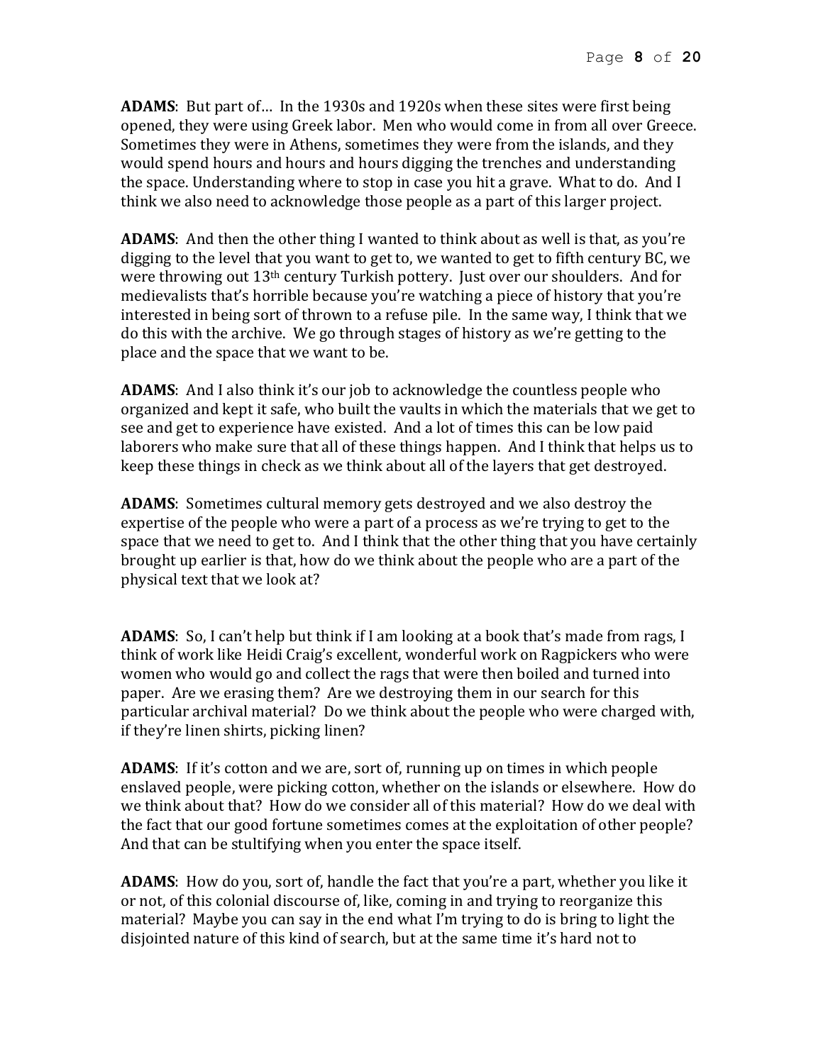**ADAMS**: But part of… In the 1930s and 1920s when these sites were first being opened, they were using Greek labor. Men who would come in from all over Greece. Sometimes they were in Athens, sometimes they were from the islands, and they would spend hours and hours and hours digging the trenches and understanding the space. Understanding where to stop in case you hit a grave. What to do. And I think we also need to acknowledge those people as a part of this larger project.

**ADAMS**: And then the other thing I wanted to think about as well is that, as you're digging to the level that you want to get to, we wanted to get to fifth century BC, we were throwing out 13th century Turkish pottery. Just over our shoulders. And for medievalists that's horrible because you're watching a piece of history that you're interested in being sort of thrown to a refuse pile. In the same way, I think that we do this with the archive. We go through stages of history as we're getting to the place and the space that we want to be.

**ADAMS**: And I also think it's our job to acknowledge the countless people who organized and kept it safe, who built the vaults in which the materials that we get to see and get to experience have existed. And a lot of times this can be low paid laborers who make sure that all of these things happen. And I think that helps us to keep these things in check as we think about all of the layers that get destroyed.

**ADAMS**: Sometimes cultural memory gets destroyed and we also destroy the expertise of the people who were a part of a process as we're trying to get to the space that we need to get to. And I think that the other thing that you have certainly brought up earlier is that, how do we think about the people who are a part of the physical text that we look at?

**ADAMS**: So, I can't help but think if I am looking at a book that's made from rags, I think of work like Heidi Craig's excellent, wonderful work on Ragpickers who were women who would go and collect the rags that were then boiled and turned into paper. Are we erasing them? Are we destroying them in our search for this particular archival material? Do we think about the people who were charged with, if they're linen shirts, picking linen?

**ADAMS**: If it's cotton and we are, sort of, running up on times in which people enslaved people, were picking cotton, whether on the islands or elsewhere. How do we think about that? How do we consider all of this material? How do we deal with the fact that our good fortune sometimes comes at the exploitation of other people? And that can be stultifying when you enter the space itself.

**ADAMS**: How do you, sort of, handle the fact that you're a part, whether you like it or not, of this colonial discourse of, like, coming in and trying to reorganize this material? Maybe you can say in the end what I'm trying to do is bring to light the disjointed nature of this kind of search, but at the same time it's hard not to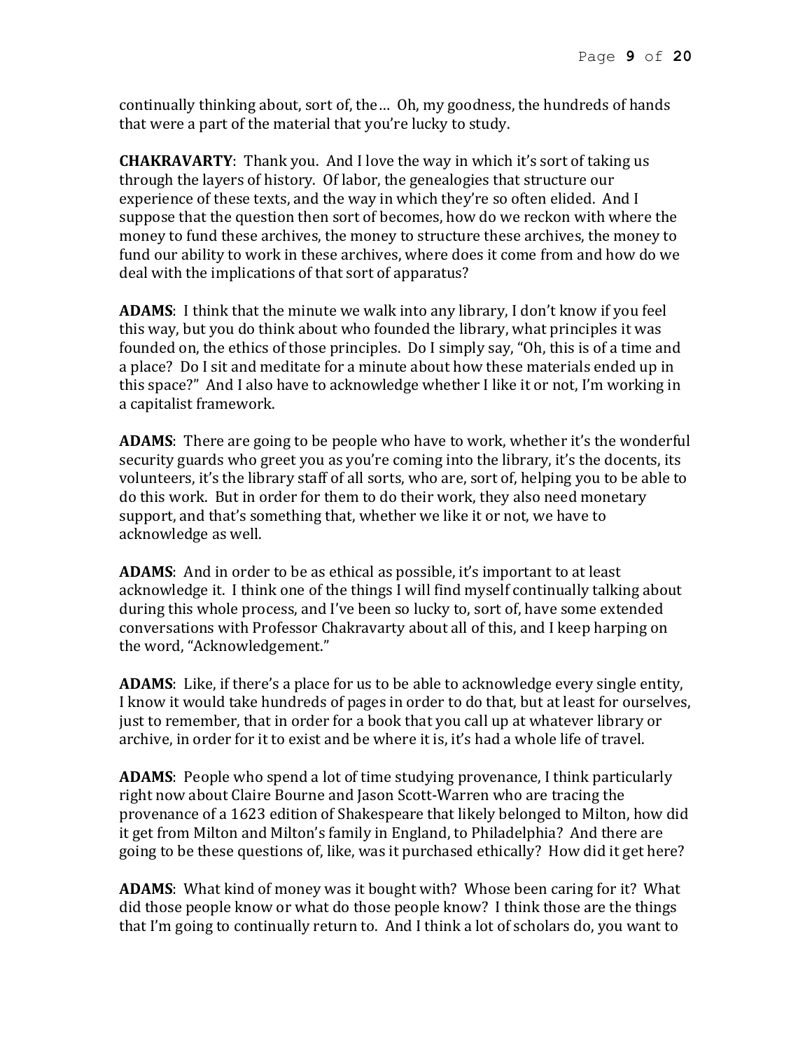continually thinking about, sort of, the… Oh, my goodness, the hundreds of hands that were a part of the material that you're lucky to study.

**CHAKRAVARTY**: Thank you. And I love the way in which it's sort of taking us through the layers of history. Of labor, the genealogies that structure our experience of these texts, and the way in which they're so often elided. And I suppose that the question then sort of becomes, how do we reckon with where the money to fund these archives, the money to structure these archives, the money to fund our ability to work in these archives, where does it come from and how do we deal with the implications of that sort of apparatus?

**ADAMS**: I think that the minute we walk into any library, I don't know if you feel this way, but you do think about who founded the library, what principles it was founded on, the ethics of those principles. Do I simply say, "Oh, this is of a time and a place? Do I sit and meditate for a minute about how these materials ended up in this space?" And I also have to acknowledge whether I like it or not, I'm working in a capitalist framework.

**ADAMS**: There are going to be people who have to work, whether it's the wonderful security guards who greet you as you're coming into the library, it's the docents, its volunteers, it's the library staff of all sorts, who are, sort of, helping you to be able to do this work. But in order for them to do their work, they also need monetary support, and that's something that, whether we like it or not, we have to acknowledge as well.

**ADAMS**: And in order to be as ethical as possible, it's important to at least acknowledge it. I think one of the things I will find myself continually talking about during this whole process, and I've been so lucky to, sort of, have some extended conversations with Professor Chakravarty about all of this, and I keep harping on the word, "Acknowledgement."

**ADAMS**: Like, if there's a place for us to be able to acknowledge every single entity, I know it would take hundreds of pages in order to do that, but at least for ourselves, just to remember, that in order for a book that you call up at whatever library or archive, in order for it to exist and be where it is, it's had a whole life of travel.

**ADAMS**: People who spend a lot of time studying provenance, I think particularly right now about Claire Bourne and Jason Scott-Warren who are tracing the provenance of a 1623 edition of Shakespeare that likely belonged to Milton, how did it get from Milton and Milton's family in England, to Philadelphia? And there are going to be these questions of, like, was it purchased ethically? How did it get here?

**ADAMS**: What kind of money was it bought with? Whose been caring for it? What did those people know or what do those people know? I think those are the things that I'm going to continually return to. And I think a lot of scholars do, you want to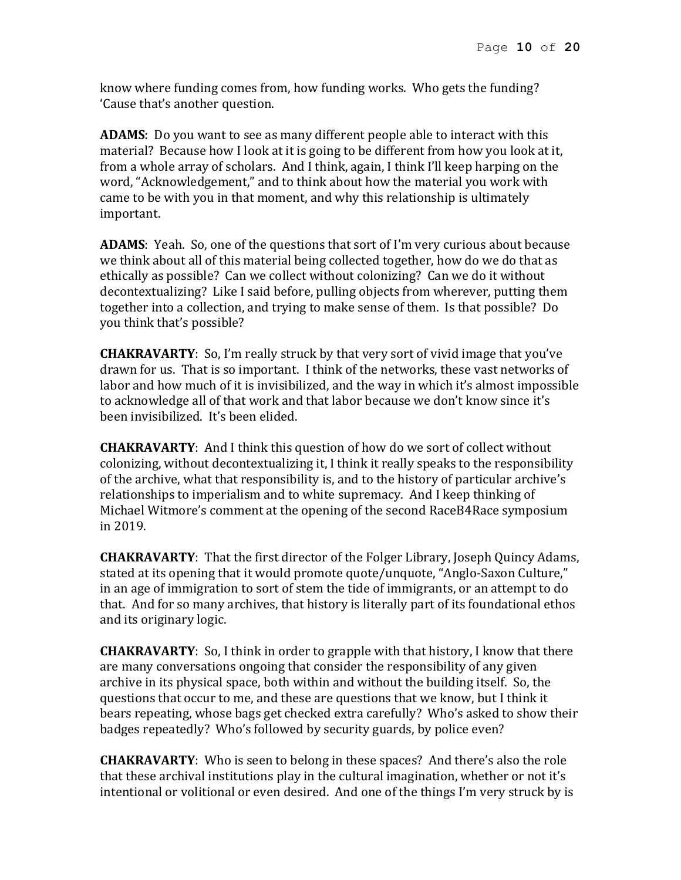know where funding comes from, how funding works. Who gets the funding? 'Cause that's another question.

**ADAMS**: Do you want to see as many different people able to interact with this material? Because how I look at it is going to be different from how you look at it, from a whole array of scholars. And I think, again, I think I'll keep harping on the word, "Acknowledgement," and to think about how the material you work with came to be with you in that moment, and why this relationship is ultimately important.

**ADAMS**: Yeah. So, one of the questions that sort of I'm very curious about because we think about all of this material being collected together, how do we do that as ethically as possible? Can we collect without colonizing? Can we do it without decontextualizing? Like I said before, pulling objects from wherever, putting them together into a collection, and trying to make sense of them. Is that possible? Do you think that's possible?

**CHAKRAVARTY**: So, I'm really struck by that very sort of vivid image that you've drawn for us. That is so important. I think of the networks, these vast networks of labor and how much of it is invisibilized, and the way in which it's almost impossible to acknowledge all of that work and that labor because we don't know since it's been invisibilized. It's been elided.

**CHAKRAVARTY**: And I think this question of how do we sort of collect without colonizing, without decontextualizing it, I think it really speaks to the responsibility of the archive, what that responsibility is, and to the history of particular archive's relationships to imperialism and to white supremacy. And I keep thinking of Michael Witmore's comment at the opening of the second RaceB4Race symposium in 2019.

**CHAKRAVARTY**: That the first director of the Folger Library, Joseph Quincy Adams, stated at its opening that it would promote quote/unquote, "Anglo-Saxon Culture," in an age of immigration to sort of stem the tide of immigrants, or an attempt to do that. And for so many archives, that history is literally part of its foundational ethos and its originary logic.

**CHAKRAVARTY**: So, I think in order to grapple with that history, I know that there are many conversations ongoing that consider the responsibility of any given archive in its physical space, both within and without the building itself. So, the questions that occur to me, and these are questions that we know, but I think it bears repeating, whose bags get checked extra carefully? Who's asked to show their badges repeatedly? Who's followed by security guards, by police even?

**CHAKRAVARTY**: Who is seen to belong in these spaces? And there's also the role that these archival institutions play in the cultural imagination, whether or not it's intentional or volitional or even desired. And one of the things I'm very struck by is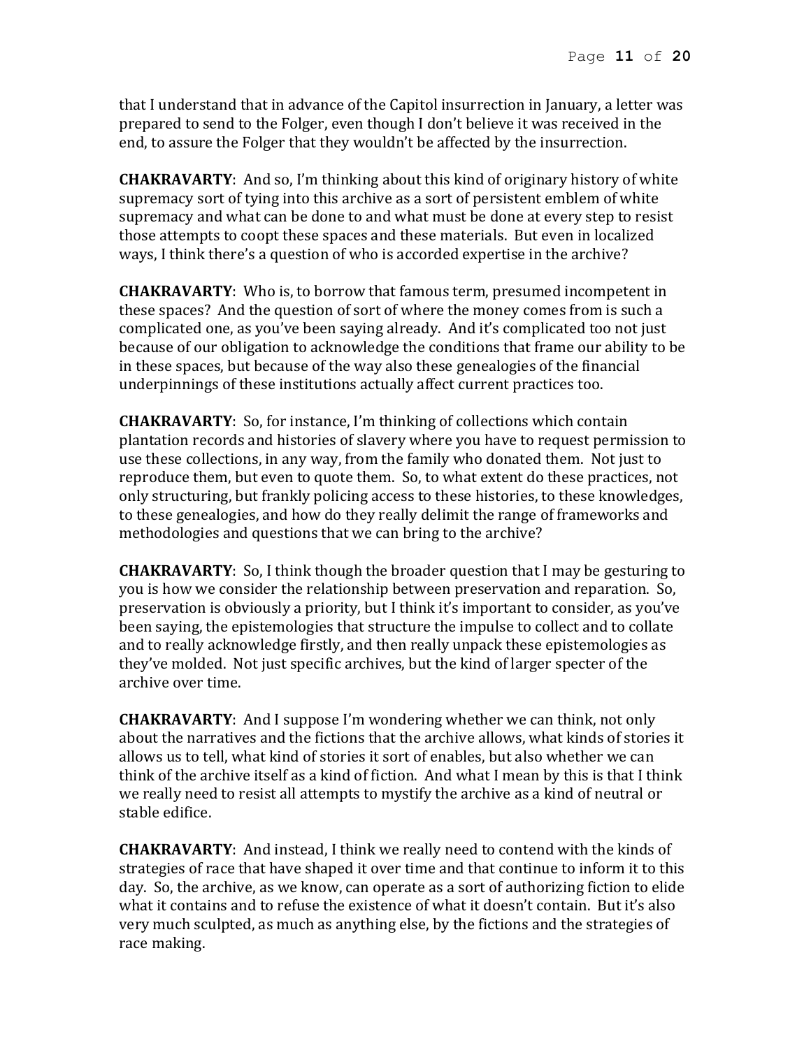that I understand that in advance of the Capitol insurrection in January, a letter was prepared to send to the Folger, even though I don't believe it was received in the end, to assure the Folger that they wouldn't be affected by the insurrection.

**CHAKRAVARTY**: And so, I'm thinking about this kind of originary history of white supremacy sort of tying into this archive as a sort of persistent emblem of white supremacy and what can be done to and what must be done at every step to resist those attempts to coopt these spaces and these materials. But even in localized ways, I think there's a question of who is accorded expertise in the archive?

**CHAKRAVARTY**: Who is, to borrow that famous term, presumed incompetent in these spaces? And the question of sort of where the money comes from is such a complicated one, as you've been saying already. And it's complicated too not just because of our obligation to acknowledge the conditions that frame our ability to be in these spaces, but because of the way also these genealogies of the financial underpinnings of these institutions actually affect current practices too.

**CHAKRAVARTY**: So, for instance, I'm thinking of collections which contain plantation records and histories of slavery where you have to request permission to use these collections, in any way, from the family who donated them. Not just to reproduce them, but even to quote them. So, to what extent do these practices, not only structuring, but frankly policing access to these histories, to these knowledges, to these genealogies, and how do they really delimit the range of frameworks and methodologies and questions that we can bring to the archive?

**CHAKRAVARTY**: So, I think though the broader question that I may be gesturing to you is how we consider the relationship between preservation and reparation. So, preservation is obviously a priority, but I think it's important to consider, as you've been saying, the epistemologies that structure the impulse to collect and to collate and to really acknowledge firstly, and then really unpack these epistemologies as they've molded. Not just specific archives, but the kind of larger specter of the archive over time.

**CHAKRAVARTY**: And I suppose I'm wondering whether we can think, not only about the narratives and the fictions that the archive allows, what kinds of stories it allows us to tell, what kind of stories it sort of enables, but also whether we can think of the archive itself as a kind of fiction. And what I mean by this is that I think we really need to resist all attempts to mystify the archive as a kind of neutral or stable edifice.

**CHAKRAVARTY**: And instead, I think we really need to contend with the kinds of strategies of race that have shaped it over time and that continue to inform it to this day. So, the archive, as we know, can operate as a sort of authorizing fiction to elide what it contains and to refuse the existence of what it doesn't contain. But it's also very much sculpted, as much as anything else, by the fictions and the strategies of race making.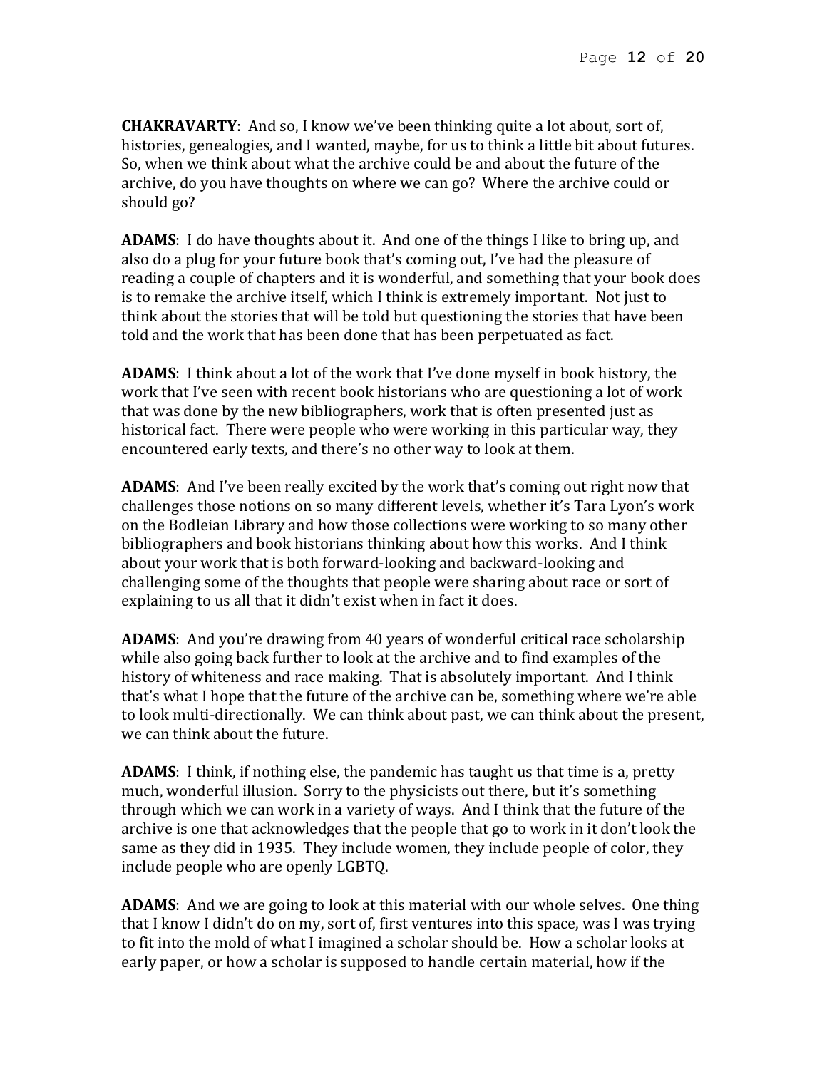**CHAKRAVARTY**: And so, I know we've been thinking quite a lot about, sort of, histories, genealogies, and I wanted, maybe, for us to think a little bit about futures. So, when we think about what the archive could be and about the future of the archive, do you have thoughts on where we can go? Where the archive could or should go?

**ADAMS**: I do have thoughts about it. And one of the things I like to bring up, and also do a plug for your future book that's coming out, I've had the pleasure of reading a couple of chapters and it is wonderful, and something that your book does is to remake the archive itself, which I think is extremely important. Not just to think about the stories that will be told but questioning the stories that have been told and the work that has been done that has been perpetuated as fact.

**ADAMS**: I think about a lot of the work that I've done myself in book history, the work that I've seen with recent book historians who are questioning a lot of work that was done by the new bibliographers, work that is often presented just as historical fact. There were people who were working in this particular way, they encountered early texts, and there's no other way to look at them.

**ADAMS**: And I've been really excited by the work that's coming out right now that challenges those notions on so many different levels, whether it's Tara Lyon's work on the Bodleian Library and how those collections were working to so many other bibliographers and book historians thinking about how this works. And I think about your work that is both forward-looking and backward-looking and challenging some of the thoughts that people were sharing about race or sort of explaining to us all that it didn't exist when in fact it does.

**ADAMS**: And you're drawing from 40 years of wonderful critical race scholarship while also going back further to look at the archive and to find examples of the history of whiteness and race making. That is absolutely important. And I think that's what I hope that the future of the archive can be, something where we're able to look multi-directionally. We can think about past, we can think about the present, we can think about the future.

**ADAMS**: I think, if nothing else, the pandemic has taught us that time is a, pretty much, wonderful illusion. Sorry to the physicists out there, but it's something through which we can work in a variety of ways. And I think that the future of the archive is one that acknowledges that the people that go to work in it don't look the same as they did in 1935. They include women, they include people of color, they include people who are openly LGBTQ.

**ADAMS**: And we are going to look at this material with our whole selves. One thing that I know I didn't do on my, sort of, first ventures into this space, was I was trying to fit into the mold of what I imagined a scholar should be. How a scholar looks at early paper, or how a scholar is supposed to handle certain material, how if the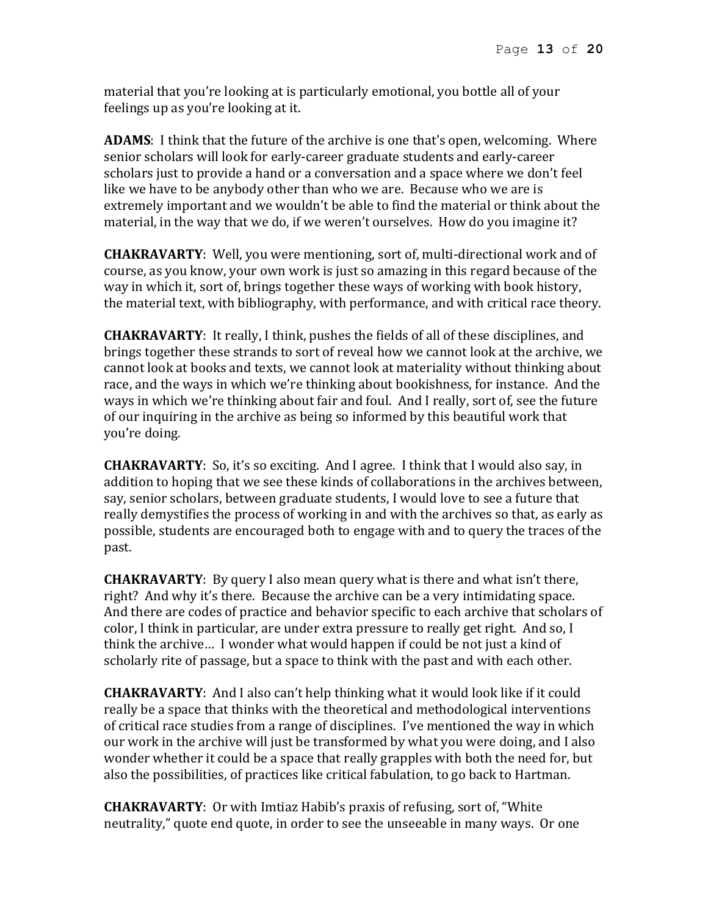material that you're looking at is particularly emotional, you bottle all of your feelings up as you're looking at it.

**ADAMS**: I think that the future of the archive is one that's open, welcoming. Where senior scholars will look for early-career graduate students and early-career scholars just to provide a hand or a conversation and a space where we don't feel like we have to be anybody other than who we are. Because who we are is extremely important and we wouldn't be able to find the material or think about the material, in the way that we do, if we weren't ourselves. How do you imagine it?

**CHAKRAVARTY**: Well, you were mentioning, sort of, multi-directional work and of course, as you know, your own work is just so amazing in this regard because of the way in which it, sort of, brings together these ways of working with book history, the material text, with bibliography, with performance, and with critical race theory.

**CHAKRAVARTY**: It really, I think, pushes the fields of all of these disciplines, and brings together these strands to sort of reveal how we cannot look at the archive, we cannot look at books and texts, we cannot look at materiality without thinking about race, and the ways in which we're thinking about bookishness, for instance. And the ways in which we're thinking about fair and foul. And I really, sort of, see the future of our inquiring in the archive as being so informed by this beautiful work that you're doing.

**CHAKRAVARTY**: So, it's so exciting. And I agree. I think that I would also say, in addition to hoping that we see these kinds of collaborations in the archives between, say, senior scholars, between graduate students, I would love to see a future that really demystifies the process of working in and with the archives so that, as early as possible, students are encouraged both to engage with and to query the traces of the past.

**CHAKRAVARTY**: By query I also mean query what is there and what isn't there, right? And why it's there. Because the archive can be a very intimidating space. And there are codes of practice and behavior specific to each archive that scholars of color, I think in particular, are under extra pressure to really get right. And so, I think the archive… I wonder what would happen if could be not just a kind of scholarly rite of passage, but a space to think with the past and with each other.

**CHAKRAVARTY**: And I also can't help thinking what it would look like if it could really be a space that thinks with the theoretical and methodological interventions of critical race studies from a range of disciplines. I've mentioned the way in which our work in the archive will just be transformed by what you were doing, and I also wonder whether it could be a space that really grapples with both the need for, but also the possibilities, of practices like critical fabulation, to go back to Hartman.

**CHAKRAVARTY**: Or with Imtiaz Habib's praxis of refusing, sort of, "White neutrality," quote end quote, in order to see the unseeable in many ways. Or one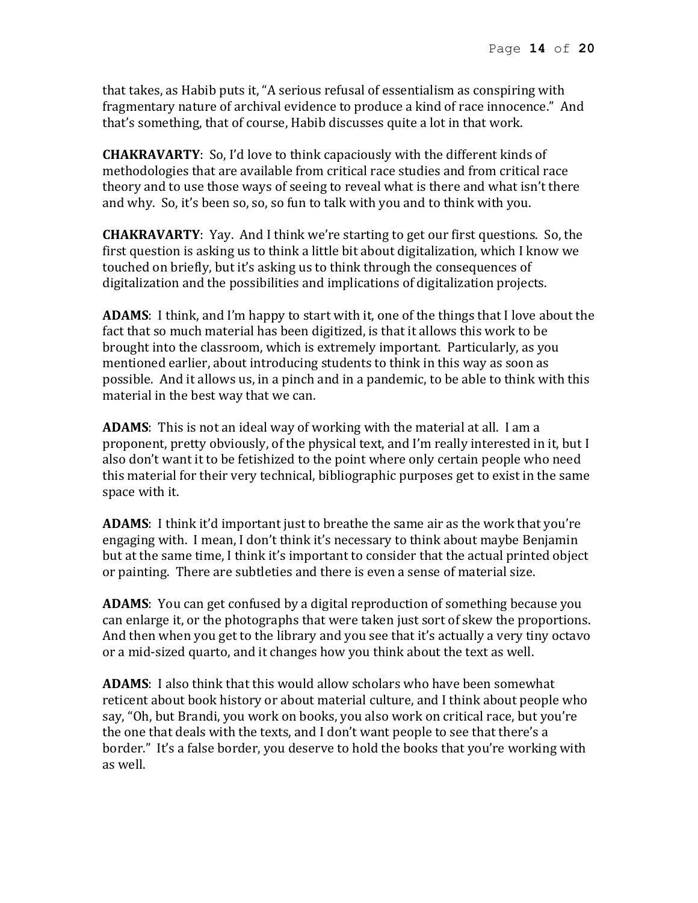that takes, as Habib puts it, "A serious refusal of essentialism as conspiring with fragmentary nature of archival evidence to produce a kind of race innocence." And that's something, that of course, Habib discusses quite a lot in that work.

**CHAKRAVARTY**: So, I'd love to think capaciously with the different kinds of methodologies that are available from critical race studies and from critical race theory and to use those ways of seeing to reveal what is there and what isn't there and why. So, it's been so, so, so fun to talk with you and to think with you.

**CHAKRAVARTY**: Yay. And I think we're starting to get our first questions. So, the first question is asking us to think a little bit about digitalization, which I know we touched on briefly, but it's asking us to think through the consequences of digitalization and the possibilities and implications of digitalization projects.

**ADAMS**: I think, and I'm happy to start with it, one of the things that I love about the fact that so much material has been digitized, is that it allows this work to be brought into the classroom, which is extremely important. Particularly, as you mentioned earlier, about introducing students to think in this way as soon as possible. And it allows us, in a pinch and in a pandemic, to be able to think with this material in the best way that we can.

**ADAMS**: This is not an ideal way of working with the material at all. I am a proponent, pretty obviously, of the physical text, and I'm really interested in it, but I also don't want it to be fetishized to the point where only certain people who need this material for their very technical, bibliographic purposes get to exist in the same space with it.

**ADAMS**: I think it'd important just to breathe the same air as the work that you're engaging with. I mean, I don't think it's necessary to think about maybe Benjamin but at the same time, I think it's important to consider that the actual printed object or painting. There are subtleties and there is even a sense of material size.

**ADAMS**: You can get confused by a digital reproduction of something because you can enlarge it, or the photographs that were taken just sort of skew the proportions. And then when you get to the library and you see that it's actually a very tiny octavo or a mid-sized quarto, and it changes how you think about the text as well.

**ADAMS**: I also think that this would allow scholars who have been somewhat reticent about book history or about material culture, and I think about people who say, "Oh, but Brandi, you work on books, you also work on critical race, but you're the one that deals with the texts, and I don't want people to see that there's a border." It's a false border, you deserve to hold the books that you're working with as well.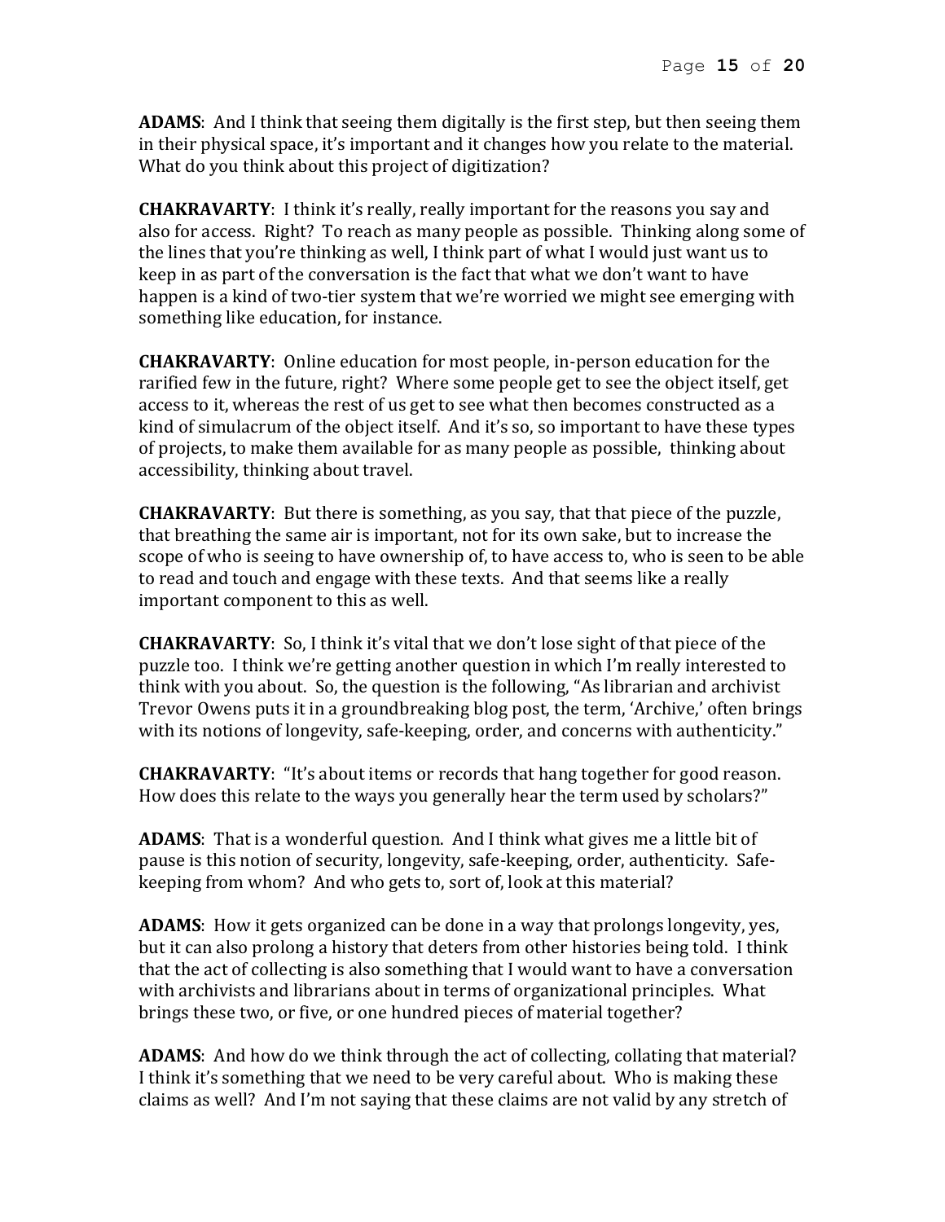**ADAMS**: And I think that seeing them digitally is the first step, but then seeing them in their physical space, it's important and it changes how you relate to the material. What do you think about this project of digitization?

**CHAKRAVARTY**: I think it's really, really important for the reasons you say and also for access. Right? To reach as many people as possible. Thinking along some of the lines that you're thinking as well, I think part of what I would just want us to keep in as part of the conversation is the fact that what we don't want to have happen is a kind of two-tier system that we're worried we might see emerging with something like education, for instance.

**CHAKRAVARTY**: Online education for most people, in-person education for the rarified few in the future, right? Where some people get to see the object itself, get access to it, whereas the rest of us get to see what then becomes constructed as a kind of simulacrum of the object itself. And it's so, so important to have these types of projects, to make them available for as many people as possible, thinking about accessibility, thinking about travel.

**CHAKRAVARTY**: But there is something, as you say, that that piece of the puzzle, that breathing the same air is important, not for its own sake, but to increase the scope of who is seeing to have ownership of, to have access to, who is seen to be able to read and touch and engage with these texts. And that seems like a really important component to this as well.

**CHAKRAVARTY**: So, I think it's vital that we don't lose sight of that piece of the puzzle too. I think we're getting another question in which I'm really interested to think with you about. So, the question is the following, "As librarian and archivist Trevor Owens puts it in a groundbreaking blog post, the term, 'Archive,' often brings with its notions of longevity, safe-keeping, order, and concerns with authenticity."

**CHAKRAVARTY**: "It's about items or records that hang together for good reason. How does this relate to the ways you generally hear the term used by scholars?"

**ADAMS**: That is a wonderful question. And I think what gives me a little bit of pause is this notion of security, longevity, safe-keeping, order, authenticity. Safe-keeping from whom? And who gets to, sort of, look at this material?

**ADAMS**: How it gets organized can be done in a way that prolongs longevity, yes, but it can also prolong a history that deters from other histories being told. I think that the act of collecting is also something that I would want to have a conversation with archivists and librarians about in terms of organizational principles. What brings these two, or five, or one hundred pieces of material together?

**ADAMS**: And how do we think through the act of collecting, collating that material? I think it's something that we need to be very careful about. Who is making these claims as well? And I'm not saying that these claims are not valid by any stretch of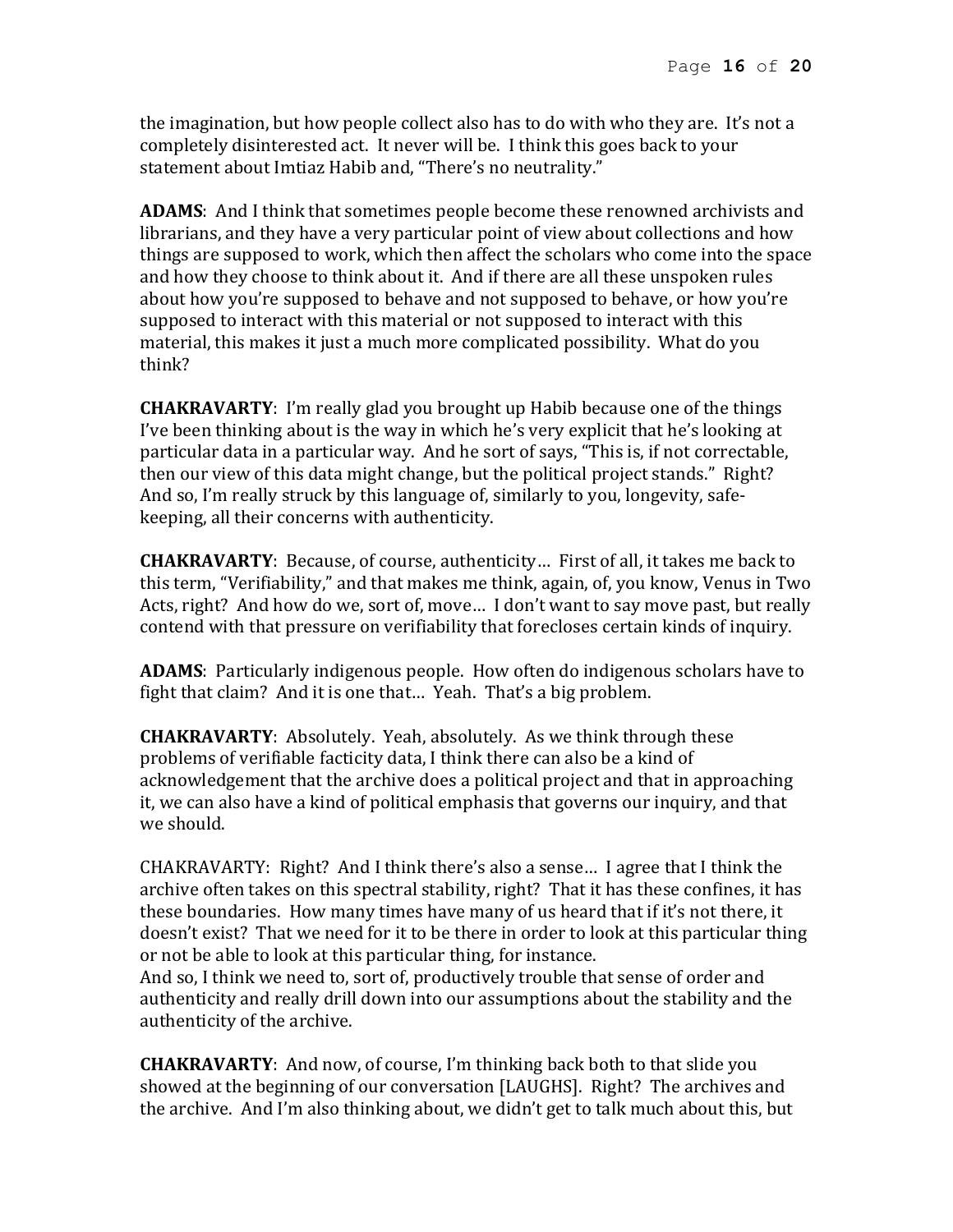the imagination, but how people collect also has to do with who they are. It's not a completely disinterested act. It never will be. I think this goes back to your statement about Imtiaz Habib and, "There's no neutrality."

**ADAMS**: And I think that sometimes people become these renowned archivists and librarians, and they have a very particular point of view about collections and how things are supposed to work, which then affect the scholars who come into the space and how they choose to think about it. And if there are all these unspoken rules about how you're supposed to behave and not supposed to behave, or how you're supposed to interact with this material or not supposed to interact with this material, this makes it just a much more complicated possibility. What do you think?

**CHAKRAVARTY**: I'm really glad you brought up Habib because one of the things I've been thinking about is the way in which he's very explicit that he's looking at particular data in a particular way. And he sort of says, "This is, if not correctable, then our view of this data might change, but the political project stands." Right? And so, I'm really struck by this language of, similarly to you, longevity, safe-keeping, all their concerns with authenticity.

**CHAKRAVARTY**: Because, of course, authenticity… First of all, it takes me back to this term, "Verifiability," and that makes me think, again, of, you know, Venus in Two Acts, right? And how do we, sort of, move… I don't want to say move past, but really contend with that pressure on verifiability that forecloses certain kinds of inquiry.

**ADAMS**: Particularly indigenous people. How often do indigenous scholars have to fight that claim? And it is one that… Yeah. That's a big problem.

**CHAKRAVARTY**: Absolutely. Yeah, absolutely. As we think through these problems of verifiable facticity data, I think there can also be a kind of acknowledgement that the archive does a political project and that in approaching it, we can also have a kind of political emphasis that governs our inquiry, and that we should.

CHAKRAVARTY: Right? And I think there's also a sense… I agree that I think the archive often takes on this spectral stability, right? That it has these confines, it has these boundaries. How many times have many of us heard that if it's not there, it doesn't exist? That we need for it to be there in order to look at this particular thing or not be able to look at this particular thing, for instance.
And so, I think we need to, sort of, productively trouble that sense of order and authenticity and really drill down into our assumptions about the stability and the authenticity of the archive.

**CHAKRAVARTY**: And now, of course, I'm thinking back both to that slide you showed at the beginning of our conversation [LAUGHS]. Right? The archives and the archive. And I'm also thinking about, we didn't get to talk much about this, but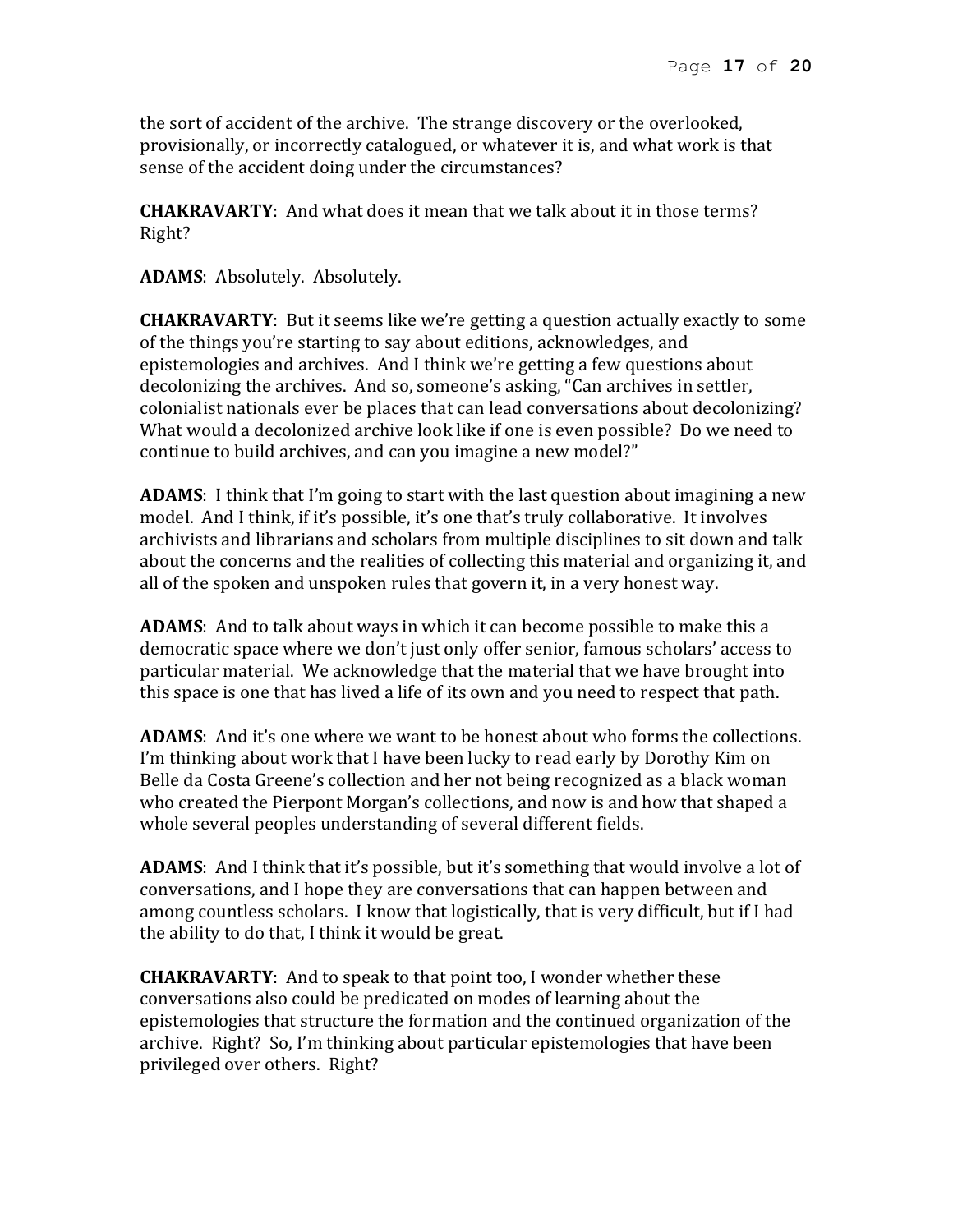the sort of accident of the archive. The strange discovery or the overlooked, provisionally, or incorrectly catalogued, or whatever it is, and what work is that sense of the accident doing under the circumstances?

**CHAKRAVARTY**: And what does it mean that we talk about it in those terms? Right?

**ADAMS**: Absolutely. Absolutely.

**CHAKRAVARTY**: But it seems like we're getting a question actually exactly to some of the things you're starting to say about editions, acknowledges, and epistemologies and archives. And I think we're getting a few questions about decolonizing the archives. And so, someone's asking, "Can archives in settler, colonialist nationals ever be places that can lead conversations about decolonizing? What would a decolonized archive look like if one is even possible? Do we need to continue to build archives, and can you imagine a new model?"

**ADAMS**: I think that I'm going to start with the last question about imagining a new model. And I think, if it's possible, it's one that's truly collaborative. It involves archivists and librarians and scholars from multiple disciplines to sit down and talk about the concerns and the realities of collecting this material and organizing it, and all of the spoken and unspoken rules that govern it, in a very honest way.

**ADAMS**: And to talk about ways in which it can become possible to make this a democratic space where we don't just only offer senior, famous scholars' access to particular material. We acknowledge that the material that we have brought into this space is one that has lived a life of its own and you need to respect that path.

**ADAMS**: And it's one where we want to be honest about who forms the collections. I'm thinking about work that I have been lucky to read early by Dorothy Kim on Belle da Costa Greene's collection and her not being recognized as a black woman who created the Pierpont Morgan's collections, and now is and how that shaped a whole several peoples understanding of several different fields.

**ADAMS**: And I think that it's possible, but it's something that would involve a lot of conversations, and I hope they are conversations that can happen between and among countless scholars. I know that logistically, that is very difficult, but if I had the ability to do that, I think it would be great.

**CHAKRAVARTY**: And to speak to that point too, I wonder whether these conversations also could be predicated on modes of learning about the epistemologies that structure the formation and the continued organization of the archive. Right? So, I'm thinking about particular epistemologies that have been privileged over others. Right?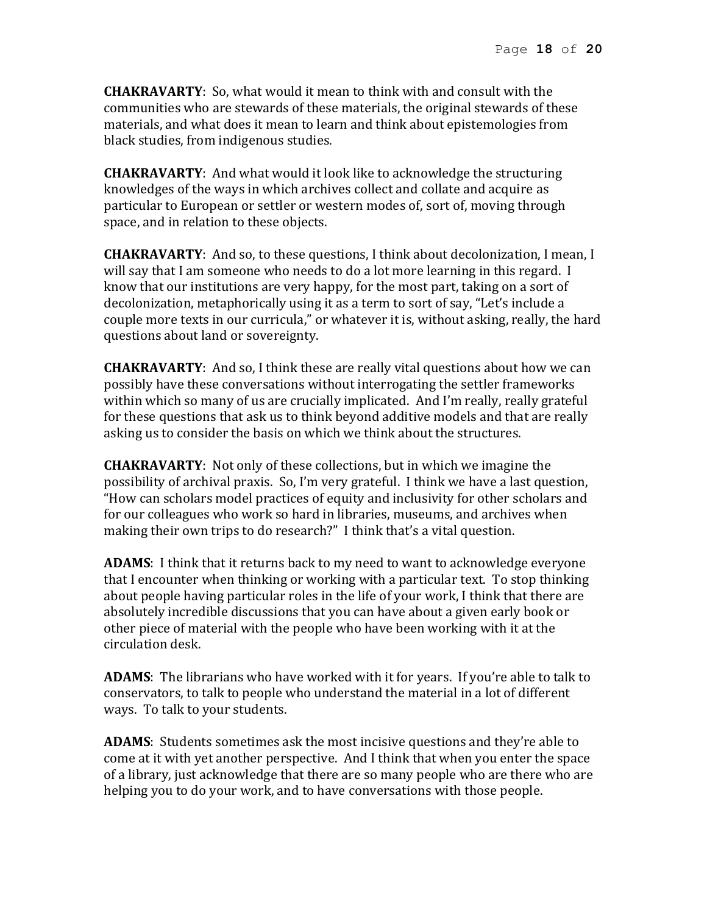**CHAKRAVARTY**: So, what would it mean to think with and consult with the communities who are stewards of these materials, the original stewards of these materials, and what does it mean to learn and think about epistemologies from black studies, from indigenous studies.

**CHAKRAVARTY**: And what would it look like to acknowledge the structuring knowledges of the ways in which archives collect and collate and acquire as particular to European or settler or western modes of, sort of, moving through space, and in relation to these objects.

**CHAKRAVARTY**: And so, to these questions, I think about decolonization, I mean, I will say that I am someone who needs to do a lot more learning in this regard. I know that our institutions are very happy, for the most part, taking on a sort of decolonization, metaphorically using it as a term to sort of say, "Let's include a couple more texts in our curricula," or whatever it is, without asking, really, the hard questions about land or sovereignty.

**CHAKRAVARTY**: And so, I think these are really vital questions about how we can possibly have these conversations without interrogating the settler frameworks within which so many of us are crucially implicated. And I'm really, really grateful for these questions that ask us to think beyond additive models and that are really asking us to consider the basis on which we think about the structures.

**CHAKRAVARTY**: Not only of these collections, but in which we imagine the possibility of archival praxis. So, I'm very grateful. I think we have a last question, "How can scholars model practices of equity and inclusivity for other scholars and for our colleagues who work so hard in libraries, museums, and archives when making their own trips to do research?" I think that's a vital question.

**ADAMS**: I think that it returns back to my need to want to acknowledge everyone that I encounter when thinking or working with a particular text. To stop thinking about people having particular roles in the life of your work, I think that there are absolutely incredible discussions that you can have about a given early book or other piece of material with the people who have been working with it at the circulation desk.

**ADAMS**: The librarians who have worked with it for years. If you're able to talk to conservators, to talk to people who understand the material in a lot of different ways. To talk to your students.

**ADAMS**: Students sometimes ask the most incisive questions and they're able to come at it with yet another perspective. And I think that when you enter the space of a library, just acknowledge that there are so many people who are there who are helping you to do your work, and to have conversations with those people.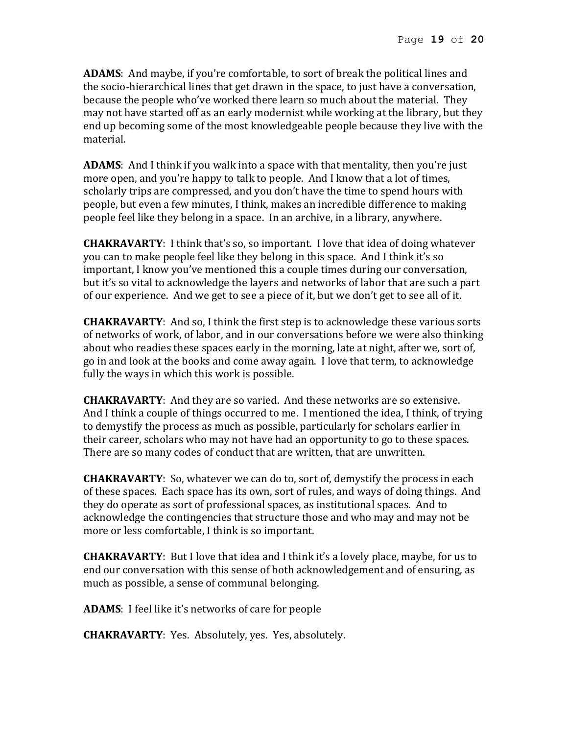**ADAMS**: And maybe, if you're comfortable, to sort of break the political lines and the socio-hierarchical lines that get drawn in the space, to just have a conversation, because the people who've worked there learn so much about the material. They may not have started off as an early modernist while working at the library, but they end up becoming some of the most knowledgeable people because they live with the material.

**ADAMS**: And I think if you walk into a space with that mentality, then you're just more open, and you're happy to talk to people. And I know that a lot of times, scholarly trips are compressed, and you don't have the time to spend hours with people, but even a few minutes, I think, makes an incredible difference to making people feel like they belong in a space. In an archive, in a library, anywhere.

**CHAKRAVARTY**: I think that's so, so important. I love that idea of doing whatever you can to make people feel like they belong in this space. And I think it's so important, I know you've mentioned this a couple times during our conversation, but it's so vital to acknowledge the layers and networks of labor that are such a part of our experience. And we get to see a piece of it, but we don't get to see all of it.

**CHAKRAVARTY**: And so, I think the first step is to acknowledge these various sorts of networks of work, of labor, and in our conversations before we were also thinking about who readies these spaces early in the morning, late at night, after we, sort of, go in and look at the books and come away again. I love that term, to acknowledge fully the ways in which this work is possible.

**CHAKRAVARTY**: And they are so varied. And these networks are so extensive. And I think a couple of things occurred to me. I mentioned the idea, I think, of trying to demystify the process as much as possible, particularly for scholars earlier in their career, scholars who may not have had an opportunity to go to these spaces. There are so many codes of conduct that are written, that are unwritten.

**CHAKRAVARTY**: So, whatever we can do to, sort of, demystify the process in each of these spaces. Each space has its own, sort of rules, and ways of doing things. And they do operate as sort of professional spaces, as institutional spaces. And to acknowledge the contingencies that structure those and who may and may not be more or less comfortable, I think is so important.

**CHAKRAVARTY**: But I love that idea and I think it's a lovely place, maybe, for us to end our conversation with this sense of both acknowledgement and of ensuring, as much as possible, a sense of communal belonging.

**ADAMS**: I feel like it's networks of care for people

**CHAKRAVARTY**: Yes. Absolutely, yes. Yes, absolutely.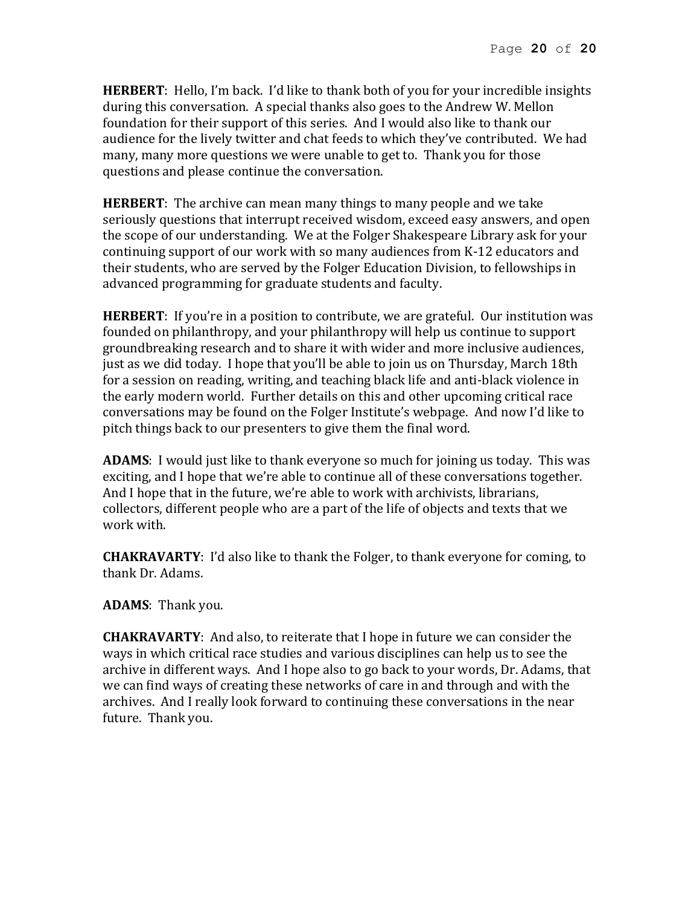**HERBERT**: Hello, I'm back. I'd like to thank both of you for your incredible insights during this conversation. A special thanks also goes to the Andrew W. Mellon foundation for their support of this series. And I would also like to thank our audience for the lively twitter and chat feeds to which they've contributed. We had many, many more questions we were unable to get to. Thank you for those questions and please continue the conversation.

**HERBERT**: The archive can mean many things to many people and we take seriously questions that interrupt received wisdom, exceed easy answers, and open the scope of our understanding. We at the Folger Shakespeare Library ask for your continuing support of our work with so many audiences from K-12 educators and their students, who are served by the Folger Education Division, to fellowships in advanced programming for graduate students and faculty.

**HERBERT**: If you're in a position to contribute, we are grateful. Our institution was founded on philanthropy, and your philanthropy will help us continue to support groundbreaking research and to share it with wider and more inclusive audiences, just as we did today. I hope that you'll be able to join us on Thursday, March 18th for a session on reading, writing, and teaching black life and anti-black violence in the early modern world. Further details on this and other upcoming critical race conversations may be found on the Folger Institute's webpage. And now I'd like to pitch things back to our presenters to give them the final word.

**ADAMS**: I would just like to thank everyone so much for joining us today. This was exciting, and I hope that we're able to continue all of these conversations together. And I hope that in the future, we're able to work with archivists, librarians, collectors, different people who are a part of the life of objects and texts that we work with.

**CHAKRAVARTY**: I'd also like to thank the Folger, to thank everyone for coming, to thank Dr. Adams.

**ADAMS**: Thank you.

**CHAKRAVARTY**: And also, to reiterate that I hope in future we can consider the ways in which critical race studies and various disciplines can help us to see the archive in different ways. And I hope also to go back to your words, Dr. Adams, that we can find ways of creating these networks of care in and through and with the archives. And I really look forward to continuing these conversations in the near future. Thank you.